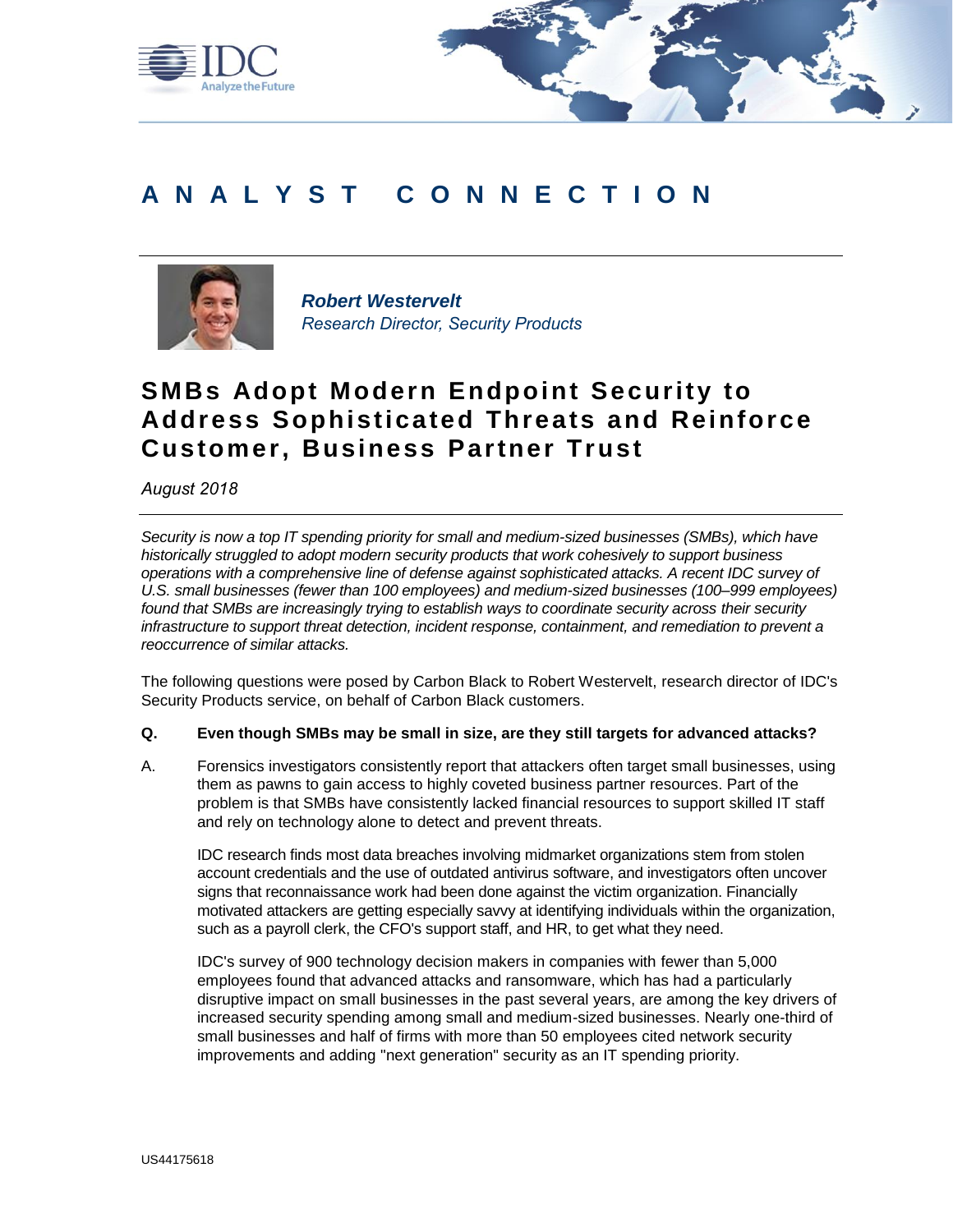# ANALYST CONNECTION

***Robert Westervelt***
*Research Director, Security Products*

## SMBs Adopt Modern Endpoint Security to Address Sophisticated Threats and Reinforce Customer, Business Partner Trust

*August 2018*

*Security is now a top IT spending priority for small and medium-sized businesses (SMBs), which have historically struggled to adopt modern security products that work cohesively to support business operations with a comprehensive line of defense against sophisticated attacks. A recent IDC survey of U.S. small businesses (fewer than 100 employees) and medium-sized businesses (100–999 employees) found that SMBs are increasingly trying to establish ways to coordinate security across their security infrastructure to support threat detection, incident response, containment, and remediation to prevent a reoccurrence of similar attacks.*

The following questions were posed by Carbon Black to Robert Westervelt, research director of IDC's Security Products service, on behalf of Carbon Black customers.

**Q. Even though SMBs may be small in size, are they still targets for advanced attacks?**

A. Forensics investigators consistently report that attackers often target small businesses, using them as pawns to gain access to highly coveted business partner resources. Part of the problem is that SMBs have consistently lacked financial resources to support skilled IT staff and rely on technology alone to detect and prevent threats.

IDC research finds most data breaches involving midmarket organizations stem from stolen account credentials and the use of outdated antivirus software, and investigators often uncover signs that reconnaissance work had been done against the victim organization. Financially motivated attackers are getting especially savvy at identifying individuals within the organization, such as a payroll clerk, the CFO's support staff, and HR, to get what they need.

IDC's survey of 900 technology decision makers in companies with fewer than 5,000 employees found that advanced attacks and ransomware, which has had a particularly disruptive impact on small businesses in the past several years, are among the key drivers of increased security spending among small and medium-sized businesses. Nearly one-third of small businesses and half of firms with more than 50 employees cited network security improvements and adding "next generation" security as an IT spending priority.

US44175618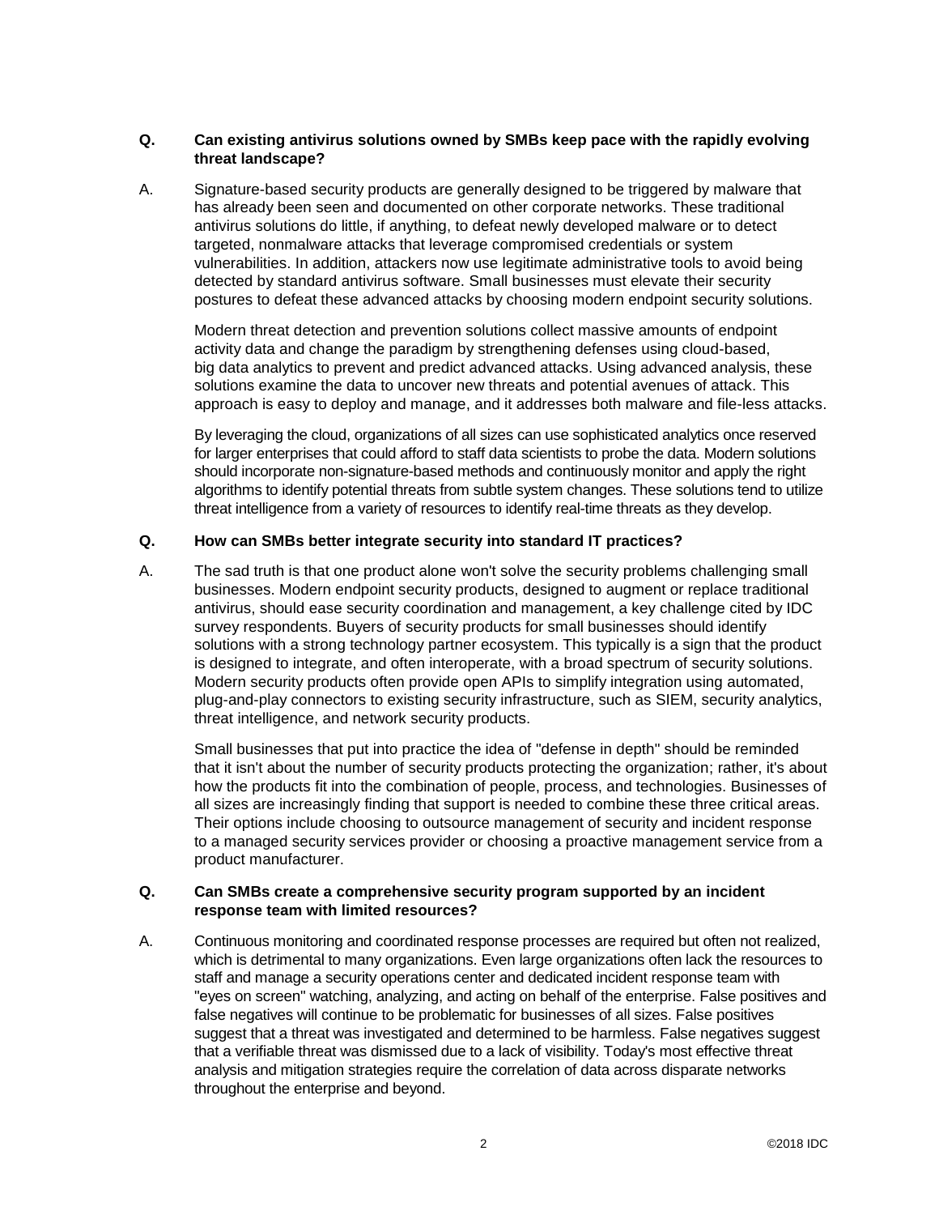**Q. Can existing antivirus solutions owned by SMBs keep pace with the rapidly evolving threat landscape?**

A. Signature-based security products are generally designed to be triggered by malware that has already been seen and documented on other corporate networks. These traditional antivirus solutions do little, if anything, to defeat newly developed malware or to detect targeted, nonmalware attacks that leverage compromised credentials or system vulnerabilities. In addition, attackers now use legitimate administrative tools to avoid being detected by standard antivirus software. Small businesses must elevate their security postures to defeat these advanced attacks by choosing modern endpoint security solutions.

Modern threat detection and prevention solutions collect massive amounts of endpoint activity data and change the paradigm by strengthening defenses using cloud-based, big data analytics to prevent and predict advanced attacks. Using advanced analysis, these solutions examine the data to uncover new threats and potential avenues of attack. This approach is easy to deploy and manage, and it addresses both malware and file-less attacks.

By leveraging the cloud, organizations of all sizes can use sophisticated analytics once reserved for larger enterprises that could afford to staff data scientists to probe the data. Modern solutions should incorporate non-signature-based methods and continuously monitor and apply the right algorithms to identify potential threats from subtle system changes. These solutions tend to utilize threat intelligence from a variety of resources to identify real-time threats as they develop.

**Q. How can SMBs better integrate security into standard IT practices?**

A. The sad truth is that one product alone won't solve the security problems challenging small businesses. Modern endpoint security products, designed to augment or replace traditional antivirus, should ease security coordination and management, a key challenge cited by IDC survey respondents. Buyers of security products for small businesses should identify solutions with a strong technology partner ecosystem. This typically is a sign that the product is designed to integrate, and often interoperate, with a broad spectrum of security solutions. Modern security products often provide open APIs to simplify integration using automated, plug-and-play connectors to existing security infrastructure, such as SIEM, security analytics, threat intelligence, and network security products.

Small businesses that put into practice the idea of "defense in depth" should be reminded that it isn't about the number of security products protecting the organization; rather, it's about how the products fit into the combination of people, process, and technologies. Businesses of all sizes are increasingly finding that support is needed to combine these three critical areas. Their options include choosing to outsource management of security and incident response to a managed security services provider or choosing a proactive management service from a product manufacturer.

**Q. Can SMBs create a comprehensive security program supported by an incident response team with limited resources?**

A. Continuous monitoring and coordinated response processes are required but often not realized, which is detrimental to many organizations. Even large organizations often lack the resources to staff and manage a security operations center and dedicated incident response team with "eyes on screen" watching, analyzing, and acting on behalf of the enterprise. False positives and false negatives will continue to be problematic for businesses of all sizes. False positives suggest that a threat was investigated and determined to be harmless. False negatives suggest that a verifiable threat was dismissed due to a lack of visibility. Today's most effective threat analysis and mitigation strategies require the correlation of data across disparate networks throughout the enterprise and beyond.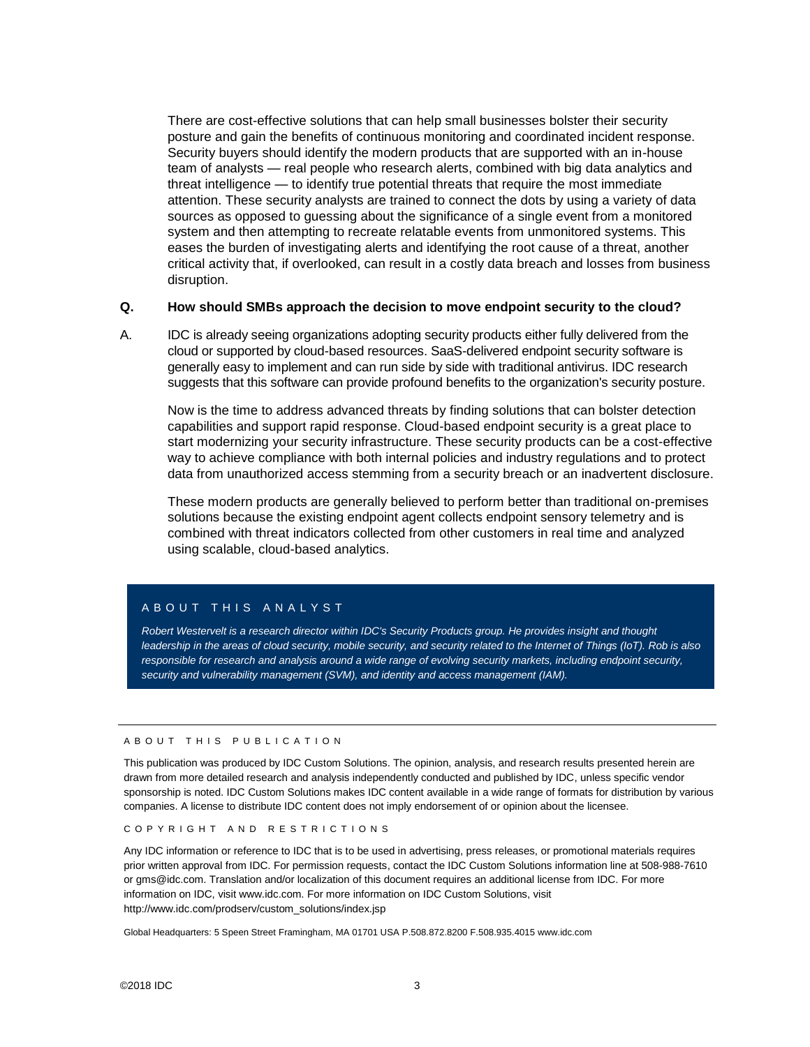There are cost-effective solutions that can help small businesses bolster their security posture and gain the benefits of continuous monitoring and coordinated incident response. Security buyers should identify the modern products that are supported with an in-house team of analysts — real people who research alerts, combined with big data analytics and threat intelligence — to identify true potential threats that require the most immediate attention. These security analysts are trained to connect the dots by using a variety of data sources as opposed to guessing about the significance of a single event from a monitored system and then attempting to recreate relatable events from unmonitored systems. This eases the burden of investigating alerts and identifying the root cause of a threat, another critical activity that, if overlooked, can result in a costly data breach and losses from business disruption.

**Q. How should SMBs approach the decision to move endpoint security to the cloud?**

A. IDC is already seeing organizations adopting security products either fully delivered from the cloud or supported by cloud-based resources. SaaS-delivered endpoint security software is generally easy to implement and can run side by side with traditional antivirus. IDC research suggests that this software can provide profound benefits to the organization's security posture.

Now is the time to address advanced threats by finding solutions that can bolster detection capabilities and support rapid response. Cloud-based endpoint security is a great place to start modernizing your security infrastructure. These security products can be a cost-effective way to achieve compliance with both internal policies and industry regulations and to protect data from unauthorized access stemming from a security breach or an inadvertent disclosure.

These modern products are generally believed to perform better than traditional on-premises solutions because the existing endpoint agent collects endpoint sensory telemetry and is combined with threat indicators collected from other customers in real time and analyzed using scalable, cloud-based analytics.

## ABOUT THIS ANALYST

*Robert Westervelt is a research director within IDC's Security Products group. He provides insight and thought leadership in the areas of cloud security, mobile security, and security related to the Internet of Things (IoT). Rob is also responsible for research and analysis around a wide range of evolving security markets, including endpoint security, security and vulnerability management (SVM), and identity and access management (IAM).*

---

### ABOUT THIS PUBLICATION

This publication was produced by IDC Custom Solutions. The opinion, analysis, and research results presented herein are drawn from more detailed research and analysis independently conducted and published by IDC, unless specific vendor sponsorship is noted. IDC Custom Solutions makes IDC content available in a wide range of formats for distribution by various companies. A license to distribute IDC content does not imply endorsement of or opinion about the licensee.

### COPYRIGHT AND RESTRICTIONS

Any IDC information or reference to IDC that is to be used in advertising, press releases, or promotional materials requires prior written approval from IDC. For permission requests, contact the IDC Custom Solutions information line at 508-988-7610 or gms@idc.com. Translation and/or localization of this document requires an additional license from IDC. For more information on IDC, visit www.idc.com. For more information on IDC Custom Solutions, visit http://www.idc.com/prodserv/custom_solutions/index.jsp

Global Headquarters: 5 Speen Street Framingham, MA 01701 USA P.508.872.8200 F.508.935.4015 www.idc.com

©2018 IDC